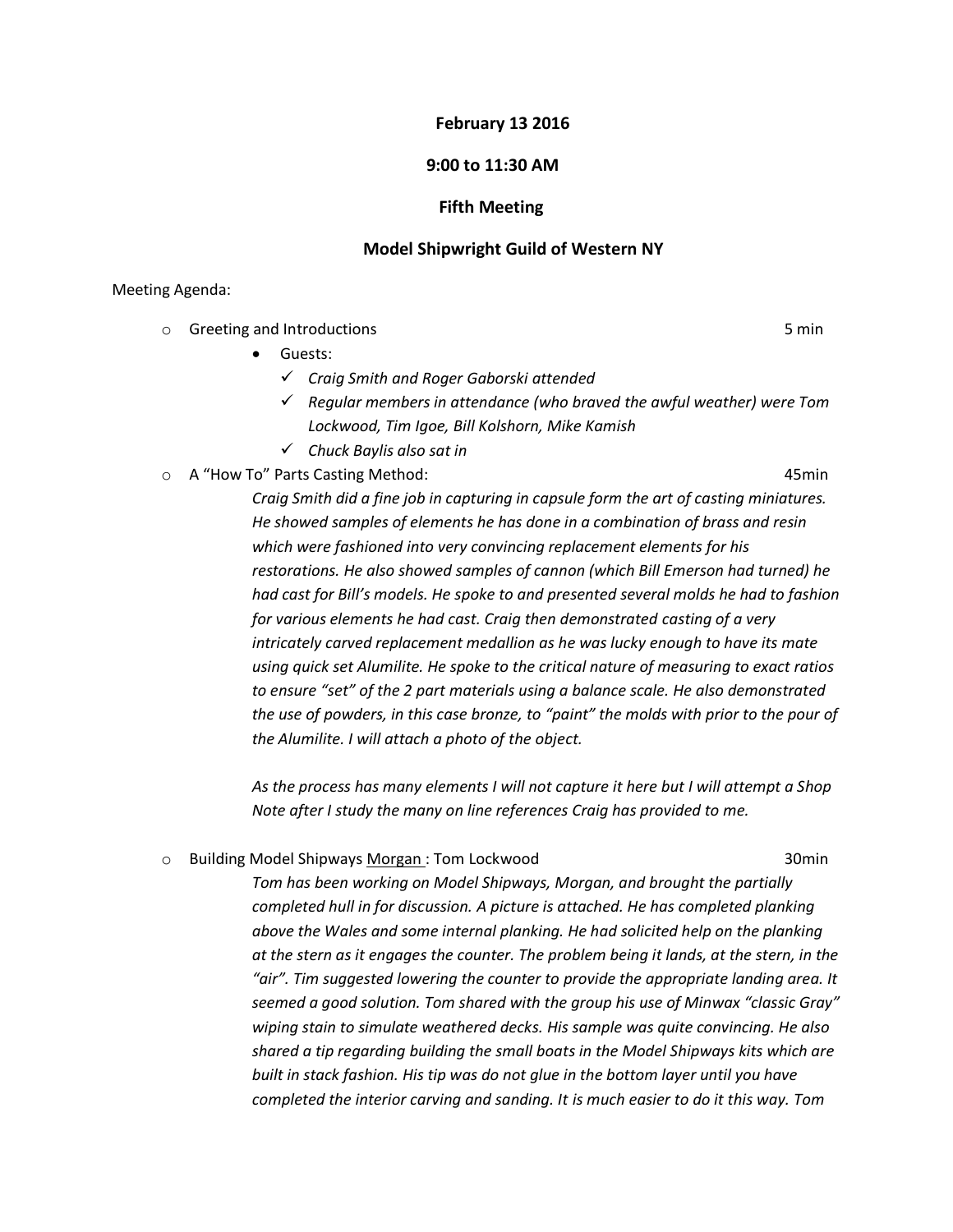**February 13 2016**

**9:00 to 11:30 AM**

**Fifth Meeting**

**Model Shipwright Guild of Western NY**

Meeting Agenda:

- Greeting and Introductions — 5 min
  - Guests:
    - ✓ *Craig Smith and Roger Gaborski attended*
    - ✓ *Regular members in attendance (who braved the awful weather) were Tom Lockwood, Tim Igoe, Bill Kolshorn, Mike Kamish*
    - ✓ *Chuck Baylis also sat in*
- A "How To" Parts Casting Method: — 45min

  *Craig Smith did a fine job in capturing in capsule form the art of casting miniatures. He showed samples of elements he has done in a combination of brass and resin which were fashioned into very convincing replacement elements for his restorations. He also showed samples of cannon (which Bill Emerson had turned) he had cast for Bill's models. He spoke to and presented several molds he had to fashion for various elements he had cast. Craig then demonstrated casting of a very intricately carved replacement medallion as he was lucky enough to have its mate using quick set Alumilite. He spoke to the critical nature of measuring to exact ratios to ensure "set" of the 2 part materials using a balance scale. He also demonstrated the use of powders, in this case bronze, to "paint" the molds with prior to the pour of the Alumilite. I will attach a photo of the object.*

  *As the process has many elements I will not capture it here but I will attempt a Shop Note after I study the many on line references Craig has provided to me.*

- Building Model Shipways Morgan : Tom Lockwood — 30min

  *Tom has been working on Model Shipways, Morgan, and brought the partially completed hull in for discussion. A picture is attached. He has completed planking above the Wales and some internal planking. He had solicited help on the planking at the stern as it engages the counter. The problem being it lands, at the stern, in the "air". Tim suggested lowering the counter to provide the appropriate landing area. It seemed a good solution. Tom shared with the group his use of Minwax "classic Gray" wiping stain to simulate weathered decks. His sample was quite convincing. He also shared a tip regarding building the small boats in the Model Shipways kits which are built in stack fashion. His tip was do not glue in the bottom layer until you have completed the interior carving and sanding. It is much easier to do it this way. Tom*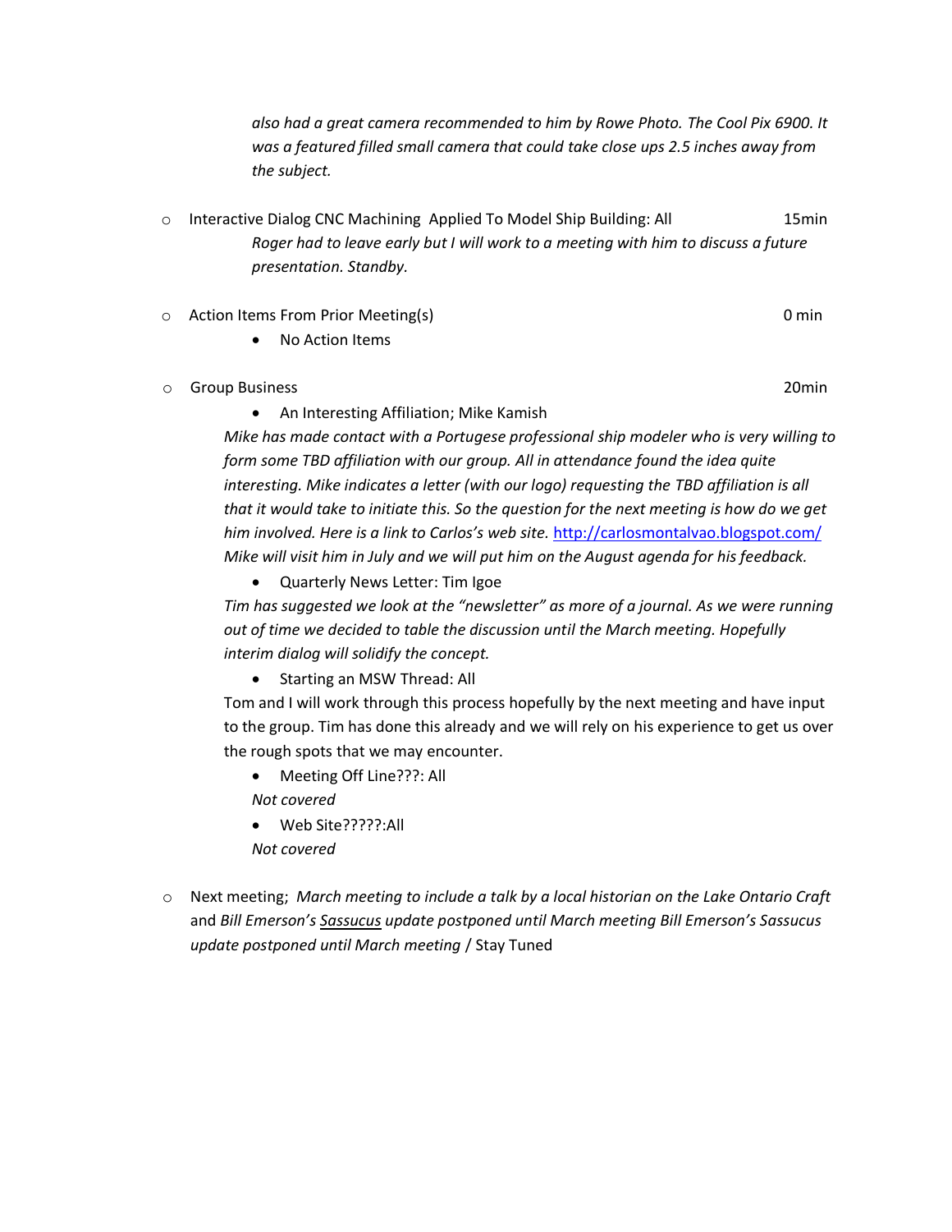*also had a great camera recommended to him by Rowe Photo. The Cool Pix 6900. It was a featured filled small camera that could take close ups 2.5 inches away from the subject.*

- Interactive Dialog CNC Machining Applied To Model Ship Building: All 15min

  *Roger had to leave early but I will work to a meeting with him to discuss a future presentation. Standby.*

- Action Items From Prior Meeting(s) 0 min
  - No Action Items

- Group Business 20min
  - An Interesting Affiliation; Mike Kamish

  *Mike has made contact with a Portugese professional ship modeler who is very willing to form some TBD affiliation with our group. All in attendance found the idea quite interesting. Mike indicates a letter (with our logo) requesting the TBD affiliation is all that it would take to initiate this. So the question for the next meeting is how do we get him involved. Here is a link to Carlos's web site.* [http://carlosmontalvao.blogspot.com/](http://carlosmontalvao.blogspot.com/) *Mike will visit him in July and we will put him on the August agenda for his feedback.*

  - Quarterly News Letter: Tim Igoe

  *Tim has suggested we look at the "newsletter" as more of a journal. As we were running out of time we decided to table the discussion until the March meeting. Hopefully interim dialog will solidify the concept.*

  - Starting an MSW Thread: All

  Tom and I will work through this process hopefully by the next meeting and have input to the group. Tim has done this already and we will rely on his experience to get us over the rough spots that we may encounter.

  - Meeting Off Line???: All

  *Not covered*

  - Web Site?????:All

  *Not covered*

- Next meeting; *March meeting to include a talk by a local historian on the Lake Ontario Craft* and *Bill Emerson's <u>Sassucus</u> update postponed until March meeting Bill Emerson's Sassucus update postponed until March meeting* / Stay Tuned